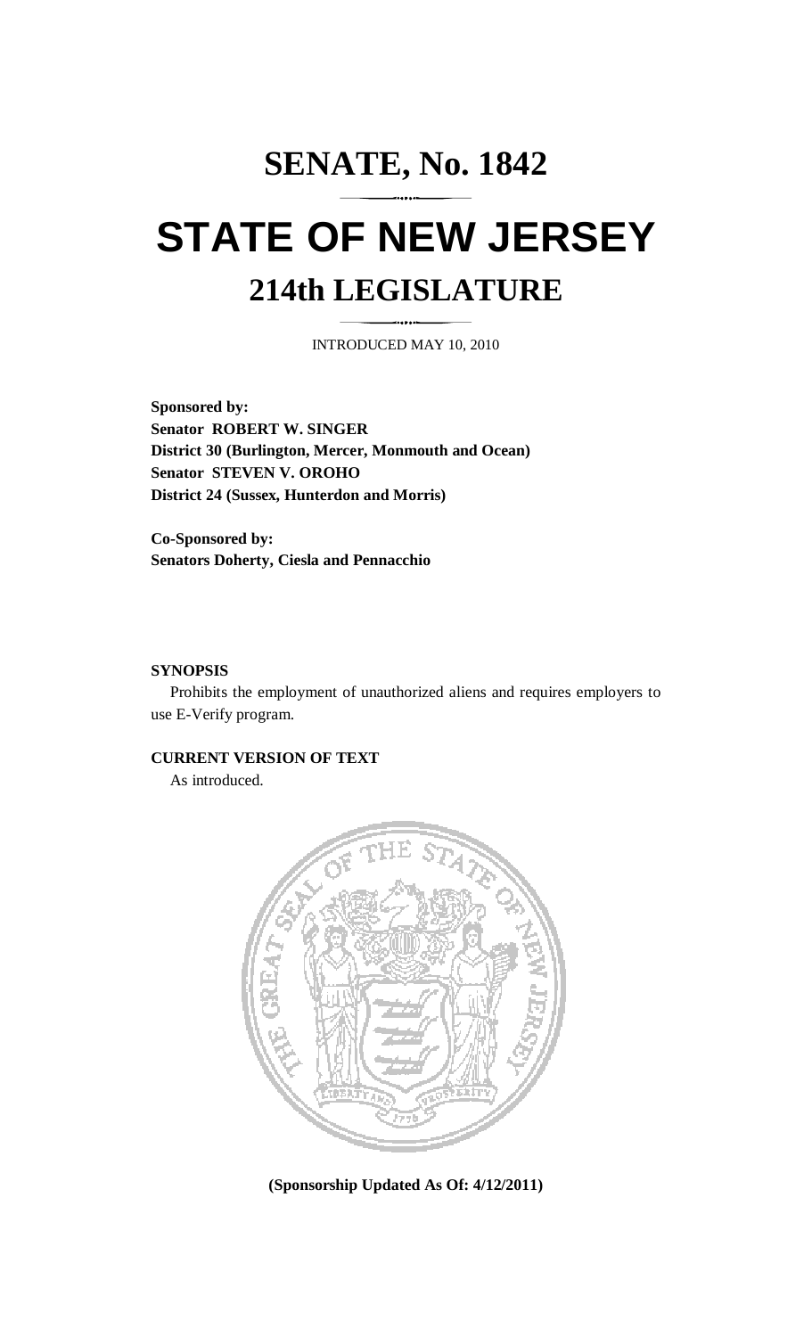# SENATE, No. 1842

# STATE OF NEW JERSEY

## 214th LEGISLATURE

INTRODUCED MAY 10, 2010

**Sponsored by:**
**Senator ROBERT W. SINGER**
**District 30 (Burlington, Mercer, Monmouth and Ocean)**
**Senator STEVEN V. OROHO**
**District 24 (Sussex, Hunterdon and Morris)**

**Co-Sponsored by:**
**Senators Doherty, Ciesla and Pennacchio**

**SYNOPSIS**

Prohibits the employment of unauthorized aliens and requires employers to use E-Verify program.

**CURRENT VERSION OF TEXT**

As introduced.

**(Sponsorship Updated As Of: 4/12/2011)**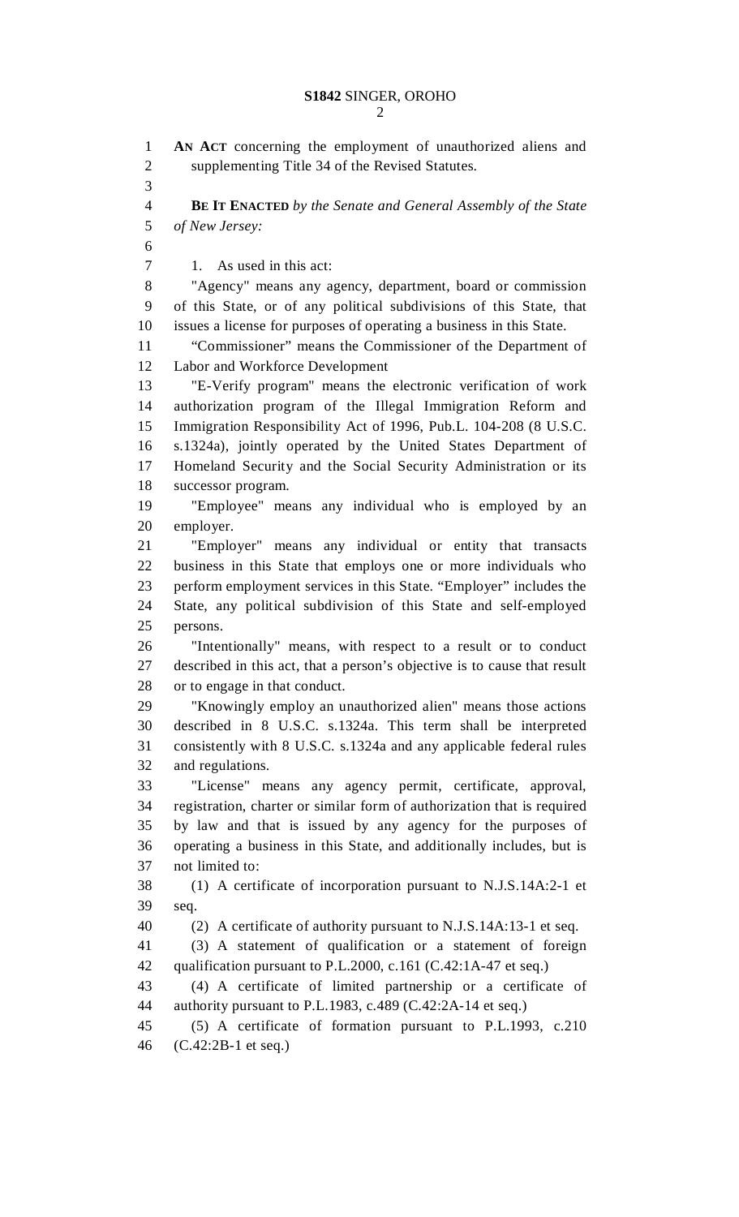**AN ACT** concerning the employment of unauthorized aliens and supplementing Title 34 of the Revised Statutes.

**BE IT ENACTED** *by the Senate and General Assembly of the State of New Jersey:*

1. As used in this act:

"Agency" means any agency, department, board or commission of this State, or of any political subdivisions of this State, that issues a license for purposes of operating a business in this State.

"Commissioner" means the Commissioner of the Department of Labor and Workforce Development

"E-Verify program" means the electronic verification of work authorization program of the Illegal Immigration Reform and Immigration Responsibility Act of 1996, Pub.L. 104-208 (8 U.S.C. s.1324a), jointly operated by the United States Department of Homeland Security and the Social Security Administration or its successor program.

"Employee" means any individual who is employed by an employer.

"Employer" means any individual or entity that transacts business in this State that employs one or more individuals who perform employment services in this State. "Employer" includes the State, any political subdivision of this State and self-employed persons.

"Intentionally" means, with respect to a result or to conduct described in this act, that a person's objective is to cause that result or to engage in that conduct.

"Knowingly employ an unauthorized alien" means those actions described in 8 U.S.C. s.1324a. This term shall be interpreted consistently with 8 U.S.C. s.1324a and any applicable federal rules and regulations.

"License" means any agency permit, certificate, approval, registration, charter or similar form of authorization that is required by law and that is issued by any agency for the purposes of operating a business in this State, and additionally includes, but is not limited to:

(1) A certificate of incorporation pursuant to N.J.S.14A:2-1 et seq.

(2) A certificate of authority pursuant to N.J.S.14A:13-1 et seq.

(3) A statement of qualification or a statement of foreign qualification pursuant to P.L.2000, c.161 (C.42:1A-47 et seq.)

(4) A certificate of limited partnership or a certificate of authority pursuant to P.L.1983, c.489 (C.42:2A-14 et seq.)

(5) A certificate of formation pursuant to P.L.1993, c.210 (C.42:2B-1 et seq.)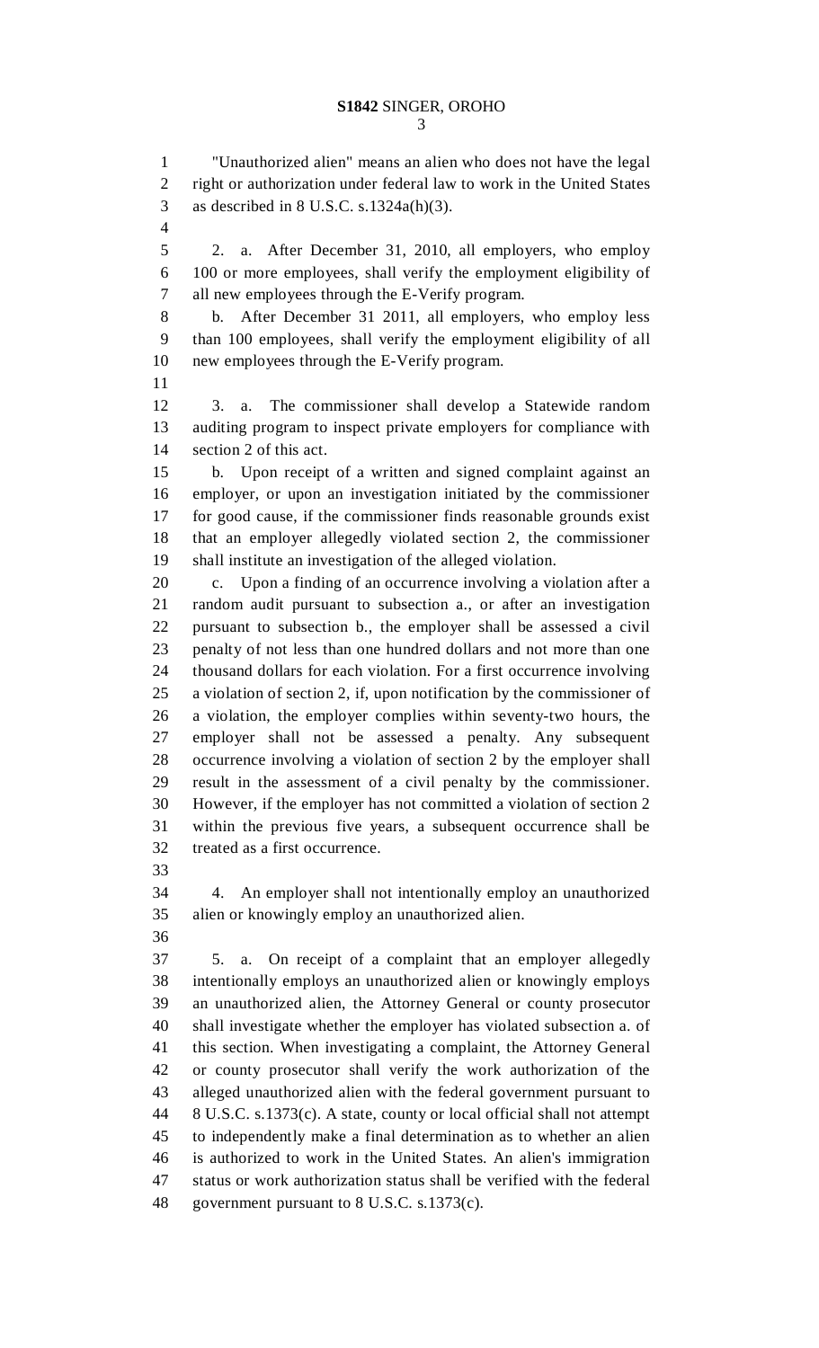"Unauthorized alien" means an alien who does not have the legal right or authorization under federal law to work in the United States as described in 8 U.S.C. s.1324a(h)(3).

2. a. After December 31, 2010, all employers, who employ 100 or more employees, shall verify the employment eligibility of all new employees through the E-Verify program.

b. After December 31 2011, all employers, who employ less than 100 employees, shall verify the employment eligibility of all new employees through the E-Verify program.

3. a. The commissioner shall develop a Statewide random auditing program to inspect private employers for compliance with section 2 of this act.

b. Upon receipt of a written and signed complaint against an employer, or upon an investigation initiated by the commissioner for good cause, if the commissioner finds reasonable grounds exist that an employer allegedly violated section 2, the commissioner shall institute an investigation of the alleged violation.

c. Upon a finding of an occurrence involving a violation after a random audit pursuant to subsection a., or after an investigation pursuant to subsection b., the employer shall be assessed a civil penalty of not less than one hundred dollars and not more than one thousand dollars for each violation. For a first occurrence involving a violation of section 2, if, upon notification by the commissioner of a violation, the employer complies within seventy-two hours, the employer shall not be assessed a penalty. Any subsequent occurrence involving a violation of section 2 by the employer shall result in the assessment of a civil penalty by the commissioner. However, if the employer has not committed a violation of section 2 within the previous five years, a subsequent occurrence shall be treated as a first occurrence.

4. An employer shall not intentionally employ an unauthorized alien or knowingly employ an unauthorized alien.

5. a. On receipt of a complaint that an employer allegedly intentionally employs an unauthorized alien or knowingly employs an unauthorized alien, the Attorney General or county prosecutor shall investigate whether the employer has violated subsection a. of this section. When investigating a complaint, the Attorney General or county prosecutor shall verify the work authorization of the alleged unauthorized alien with the federal government pursuant to 8 U.S.C. s.1373(c). A state, county or local official shall not attempt to independently make a final determination as to whether an alien is authorized to work in the United States. An alien's immigration status or work authorization status shall be verified with the federal government pursuant to 8 U.S.C. s.1373(c).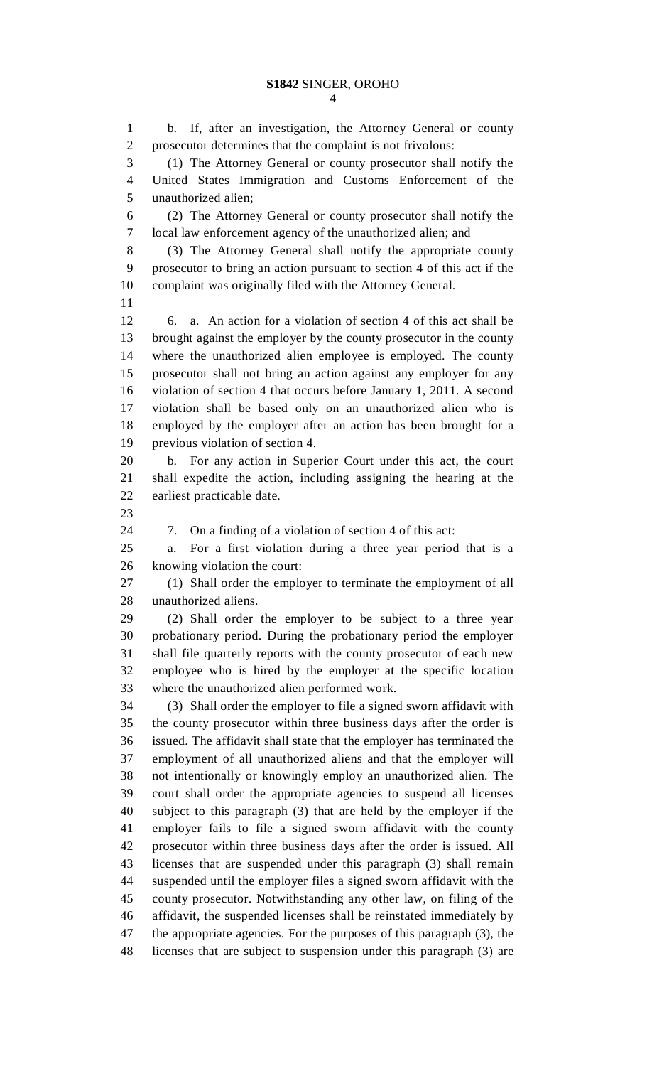b. If, after an investigation, the Attorney General or county prosecutor determines that the complaint is not frivolous:

(1) The Attorney General or county prosecutor shall notify the United States Immigration and Customs Enforcement of the unauthorized alien;

(2) The Attorney General or county prosecutor shall notify the local law enforcement agency of the unauthorized alien; and

(3) The Attorney General shall notify the appropriate county prosecutor to bring an action pursuant to section 4 of this act if the complaint was originally filed with the Attorney General.

6. a. An action for a violation of section 4 of this act shall be brought against the employer by the county prosecutor in the county where the unauthorized alien employee is employed. The county prosecutor shall not bring an action against any employer for any violation of section 4 that occurs before January 1, 2011. A second violation shall be based only on an unauthorized alien who is employed by the employer after an action has been brought for a previous violation of section 4.

b. For any action in Superior Court under this act, the court shall expedite the action, including assigning the hearing at the earliest practicable date.

7. On a finding of a violation of section 4 of this act:

a. For a first violation during a three year period that is a knowing violation the court:

(1) Shall order the employer to terminate the employment of all unauthorized aliens.

(2) Shall order the employer to be subject to a three year probationary period. During the probationary period the employer shall file quarterly reports with the county prosecutor of each new employee who is hired by the employer at the specific location where the unauthorized alien performed work.

(3) Shall order the employer to file a signed sworn affidavit with the county prosecutor within three business days after the order is issued. The affidavit shall state that the employer has terminated the employment of all unauthorized aliens and that the employer will not intentionally or knowingly employ an unauthorized alien. The court shall order the appropriate agencies to suspend all licenses subject to this paragraph (3) that are held by the employer if the employer fails to file a signed sworn affidavit with the county prosecutor within three business days after the order is issued. All licenses that are suspended under this paragraph (3) shall remain suspended until the employer files a signed sworn affidavit with the county prosecutor. Notwithstanding any other law, on filing of the affidavit, the suspended licenses shall be reinstated immediately by the appropriate agencies. For the purposes of this paragraph (3), the licenses that are subject to suspension under this paragraph (3) are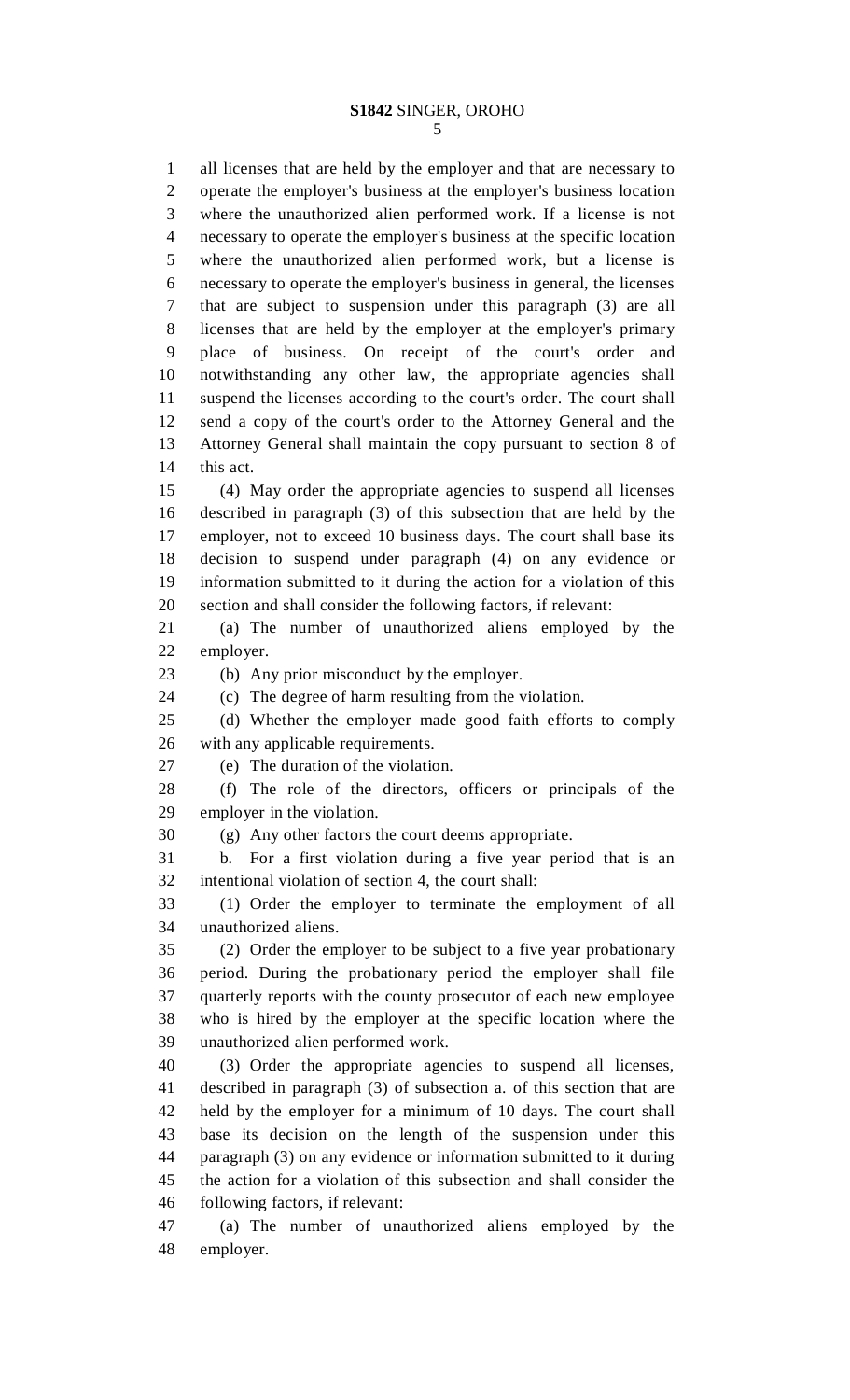all licenses that are held by the employer and that are necessary to operate the employer's business at the employer's business location where the unauthorized alien performed work. If a license is not necessary to operate the employer's business at the specific location where the unauthorized alien performed work, but a license is necessary to operate the employer's business in general, the licenses that are subject to suspension under this paragraph (3) are all licenses that are held by the employer at the employer's primary place of business. On receipt of the court's order and notwithstanding any other law, the appropriate agencies shall suspend the licenses according to the court's order. The court shall send a copy of the court's order to the Attorney General and the Attorney General shall maintain the copy pursuant to section 8 of this act.

(4) May order the appropriate agencies to suspend all licenses described in paragraph (3) of this subsection that are held by the employer, not to exceed 10 business days. The court shall base its decision to suspend under paragraph (4) on any evidence or information submitted to it during the action for a violation of this section and shall consider the following factors, if relevant:

(a) The number of unauthorized aliens employed by the employer.

(b) Any prior misconduct by the employer.

(c) The degree of harm resulting from the violation.

(d) Whether the employer made good faith efforts to comply with any applicable requirements.

(e) The duration of the violation.

(f) The role of the directors, officers or principals of the employer in the violation.

(g) Any other factors the court deems appropriate.

b. For a first violation during a five year period that is an intentional violation of section 4, the court shall:

(1) Order the employer to terminate the employment of all unauthorized aliens.

(2) Order the employer to be subject to a five year probationary period. During the probationary period the employer shall file quarterly reports with the county prosecutor of each new employee who is hired by the employer at the specific location where the unauthorized alien performed work.

(3) Order the appropriate agencies to suspend all licenses, described in paragraph (3) of subsection a. of this section that are held by the employer for a minimum of 10 days. The court shall base its decision on the length of the suspension under this paragraph (3) on any evidence or information submitted to it during the action for a violation of this subsection and shall consider the following factors, if relevant:

(a) The number of unauthorized aliens employed by the employer.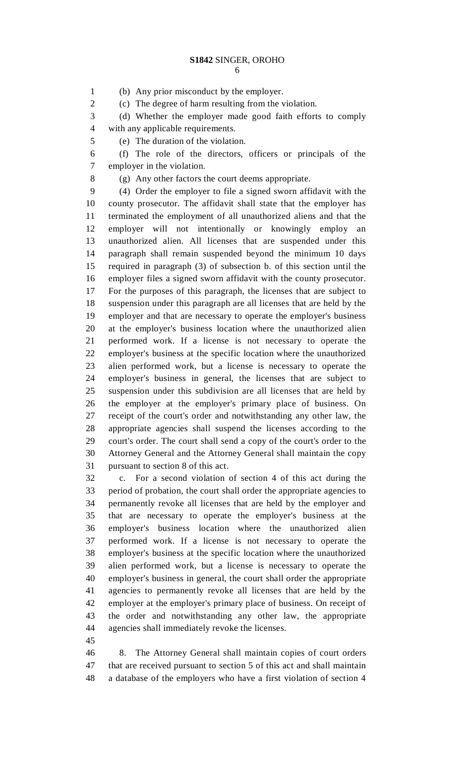(b) Any prior misconduct by the employer.

(c) The degree of harm resulting from the violation.

(d) Whether the employer made good faith efforts to comply with any applicable requirements.

(e) The duration of the violation.

(f) The role of the directors, officers or principals of the employer in the violation.

(g) Any other factors the court deems appropriate.

(4) Order the employer to file a signed sworn affidavit with the county prosecutor. The affidavit shall state that the employer has terminated the employment of all unauthorized aliens and that the employer will not intentionally or knowingly employ an unauthorized alien. All licenses that are suspended under this paragraph shall remain suspended beyond the minimum 10 days required in paragraph (3) of subsection b. of this section until the employer files a signed sworn affidavit with the county prosecutor. For the purposes of this paragraph, the licenses that are subject to suspension under this paragraph are all licenses that are held by the employer and that are necessary to operate the employer's business at the employer's business location where the unauthorized alien performed work. If a license is not necessary to operate the employer's business at the specific location where the unauthorized alien performed work, but a license is necessary to operate the employer's business in general, the licenses that are subject to suspension under this subdivision are all licenses that are held by the employer at the employer's primary place of business. On receipt of the court's order and notwithstanding any other law, the appropriate agencies shall suspend the licenses according to the court's order. The court shall send a copy of the court's order to the Attorney General and the Attorney General shall maintain the copy pursuant to section 8 of this act.

c. For a second violation of section 4 of this act during the period of probation, the court shall order the appropriate agencies to permanently revoke all licenses that are held by the employer and that are necessary to operate the employer's business at the employer's business location where the unauthorized alien performed work. If a license is not necessary to operate the employer's business at the specific location where the unauthorized alien performed work, but a license is necessary to operate the employer's business in general, the court shall order the appropriate agencies to permanently revoke all licenses that are held by the employer at the employer's primary place of business. On receipt of the order and notwithstanding any other law, the appropriate agencies shall immediately revoke the licenses.

8. The Attorney General shall maintain copies of court orders that are received pursuant to section 5 of this act and shall maintain a database of the employers who have a first violation of section 4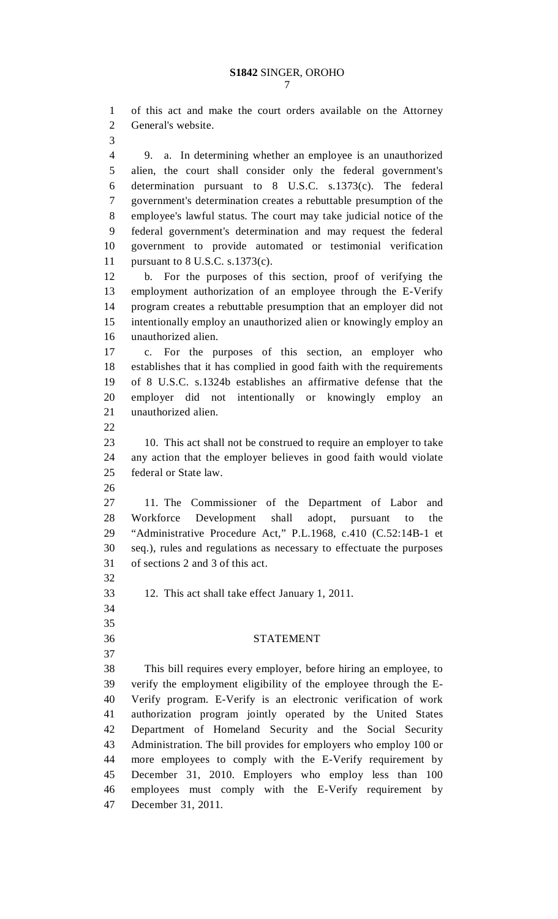of this act and make the court orders available on the Attorney General's website.

9. a. In determining whether an employee is an unauthorized alien, the court shall consider only the federal government's determination pursuant to 8 U.S.C. s.1373(c). The federal government's determination creates a rebuttable presumption of the employee's lawful status. The court may take judicial notice of the federal government's determination and may request the federal government to provide automated or testimonial verification pursuant to 8 U.S.C. s.1373(c).

b. For the purposes of this section, proof of verifying the employment authorization of an employee through the E-Verify program creates a rebuttable presumption that an employer did not intentionally employ an unauthorized alien or knowingly employ an unauthorized alien.

c. For the purposes of this section, an employer who establishes that it has complied in good faith with the requirements of 8 U.S.C. s.1324b establishes an affirmative defense that the employer did not intentionally or knowingly employ an unauthorized alien.

10. This act shall not be construed to require an employer to take any action that the employer believes in good faith would violate federal or State law.

11. The Commissioner of the Department of Labor and Workforce Development shall adopt, pursuant to the "Administrative Procedure Act," P.L.1968, c.410 (C.52:14B-1 et seq.), rules and regulations as necessary to effectuate the purposes of sections 2 and 3 of this act.

12. This act shall take effect January 1, 2011.

## STATEMENT

This bill requires every employer, before hiring an employee, to verify the employment eligibility of the employee through the E-Verify program. E-Verify is an electronic verification of work authorization program jointly operated by the United States Department of Homeland Security and the Social Security Administration. The bill provides for employers who employ 100 or more employees to comply with the E-Verify requirement by December 31, 2010. Employers who employ less than 100 employees must comply with the E-Verify requirement by December 31, 2011.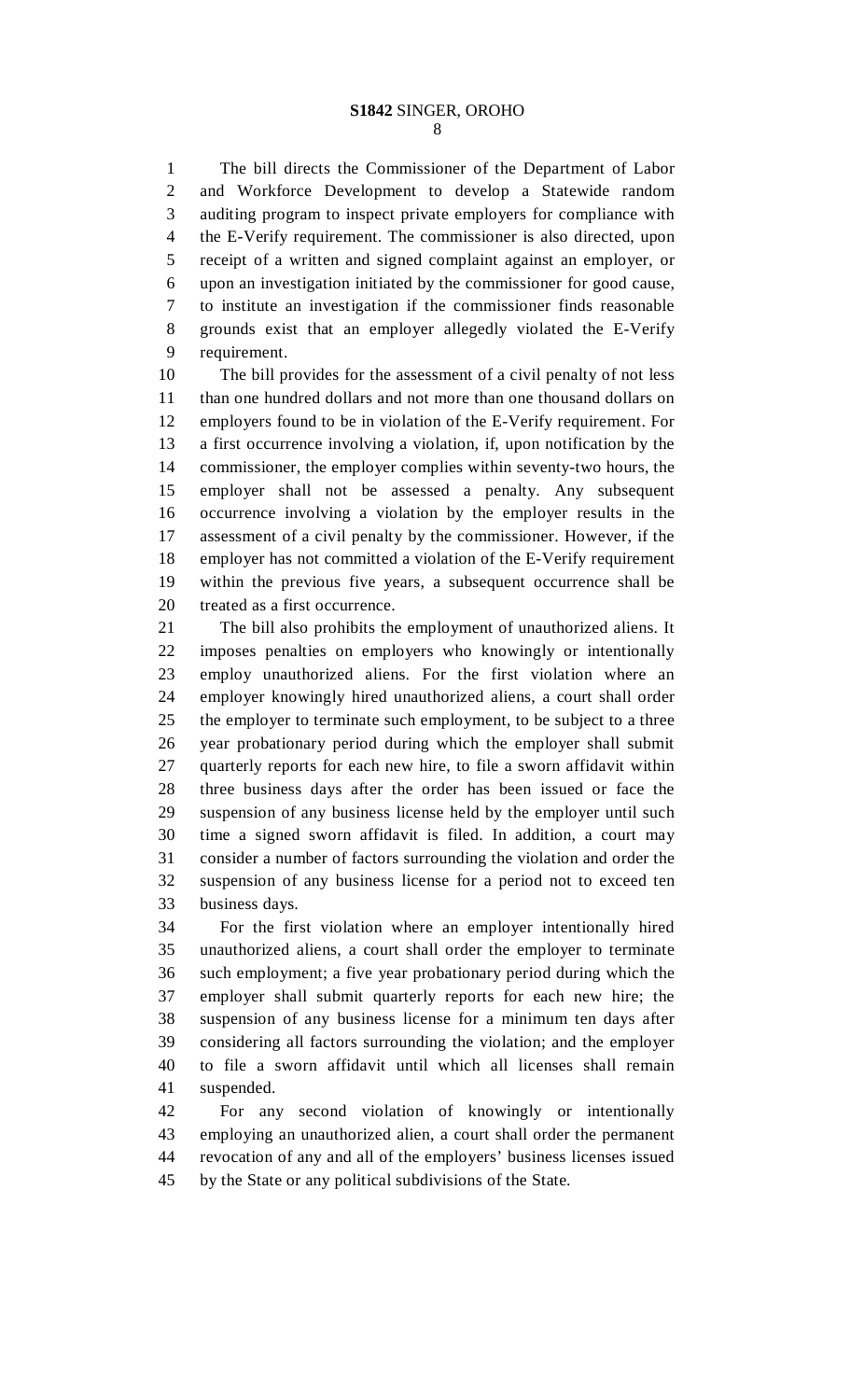The bill directs the Commissioner of the Department of Labor and Workforce Development to develop a Statewide random auditing program to inspect private employers for compliance with the E-Verify requirement. The commissioner is also directed, upon receipt of a written and signed complaint against an employer, or upon an investigation initiated by the commissioner for good cause, to institute an investigation if the commissioner finds reasonable grounds exist that an employer allegedly violated the E-Verify requirement.

The bill provides for the assessment of a civil penalty of not less than one hundred dollars and not more than one thousand dollars on employers found to be in violation of the E-Verify requirement. For a first occurrence involving a violation, if, upon notification by the commissioner, the employer complies within seventy-two hours, the employer shall not be assessed a penalty. Any subsequent occurrence involving a violation by the employer results in the assessment of a civil penalty by the commissioner. However, if the employer has not committed a violation of the E-Verify requirement within the previous five years, a subsequent occurrence shall be treated as a first occurrence.

The bill also prohibits the employment of unauthorized aliens. It imposes penalties on employers who knowingly or intentionally employ unauthorized aliens. For the first violation where an employer knowingly hired unauthorized aliens, a court shall order the employer to terminate such employment, to be subject to a three year probationary period during which the employer shall submit quarterly reports for each new hire, to file a sworn affidavit within three business days after the order has been issued or face the suspension of any business license held by the employer until such time a signed sworn affidavit is filed. In addition, a court may consider a number of factors surrounding the violation and order the suspension of any business license for a period not to exceed ten business days.

For the first violation where an employer intentionally hired unauthorized aliens, a court shall order the employer to terminate such employment; a five year probationary period during which the employer shall submit quarterly reports for each new hire; the suspension of any business license for a minimum ten days after considering all factors surrounding the violation; and the employer to file a sworn affidavit until which all licenses shall remain suspended.

For any second violation of knowingly or intentionally employing an unauthorized alien, a court shall order the permanent revocation of any and all of the employers' business licenses issued by the State or any political subdivisions of the State.